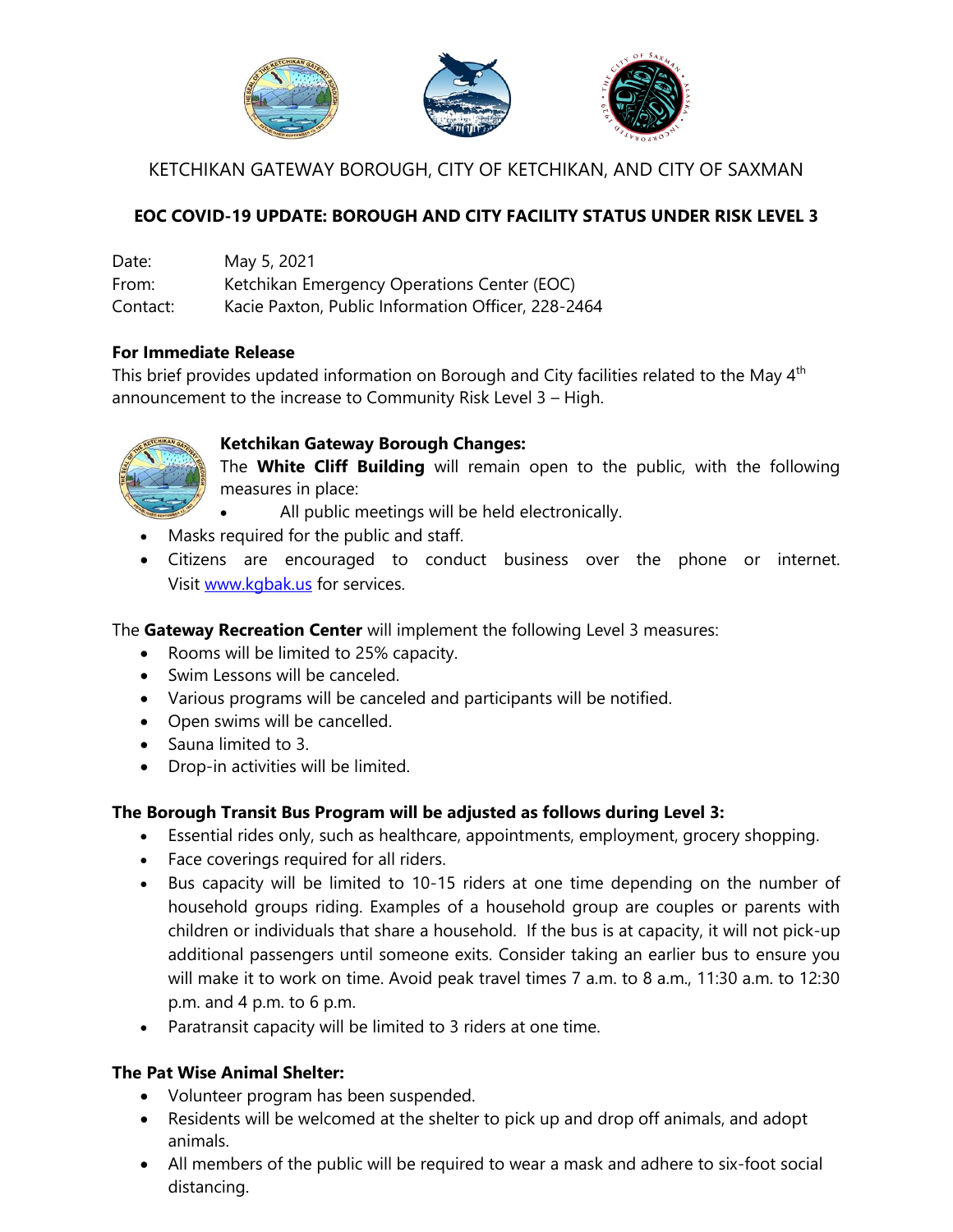KETCHIKAN GATEWAY BOROUGH, CITY OF KETCHIKAN, AND CITY OF SAXMAN

# EOC COVID-19 UPDATE: BOROUGH AND CITY FACILITY STATUS UNDER RISK LEVEL 3

Date: May 5, 2021
From: Ketchikan Emergency Operations Center (EOC)
Contact: Kacie Paxton, Public Information Officer, 228-2464

**For Immediate Release**

This brief provides updated information on Borough and City facilities related to the May 4th announcement to the increase to Community Risk Level 3 – High.

**Ketchikan Gateway Borough Changes:**

The **White Cliff Building** will remain open to the public, with the following measures in place:

- All public meetings will be held electronically.
- Masks required for the public and staff.
- Citizens are encouraged to conduct business over the phone or internet. Visit www.kgbak.us for services.

The **Gateway Recreation Center** will implement the following Level 3 measures:

- Rooms will be limited to 25% capacity.
- Swim Lessons will be canceled.
- Various programs will be canceled and participants will be notified.
- Open swims will be cancelled.
- Sauna limited to 3.
- Drop-in activities will be limited.

**The Borough Transit Bus Program will be adjusted as follows during Level 3:**

- Essential rides only, such as healthcare, appointments, employment, grocery shopping.
- Face coverings required for all riders.
- Bus capacity will be limited to 10-15 riders at one time depending on the number of household groups riding. Examples of a household group are couples or parents with children or individuals that share a household. If the bus is at capacity, it will not pick-up additional passengers until someone exits. Consider taking an earlier bus to ensure you will make it to work on time. Avoid peak travel times 7 a.m. to 8 a.m., 11:30 a.m. to 12:30 p.m. and 4 p.m. to 6 p.m.
- Paratransit capacity will be limited to 3 riders at one time.

**The Pat Wise Animal Shelter:**

- Volunteer program has been suspended.
- Residents will be welcomed at the shelter to pick up and drop off animals, and adopt animals.
- All members of the public will be required to wear a mask and adhere to six-foot social distancing.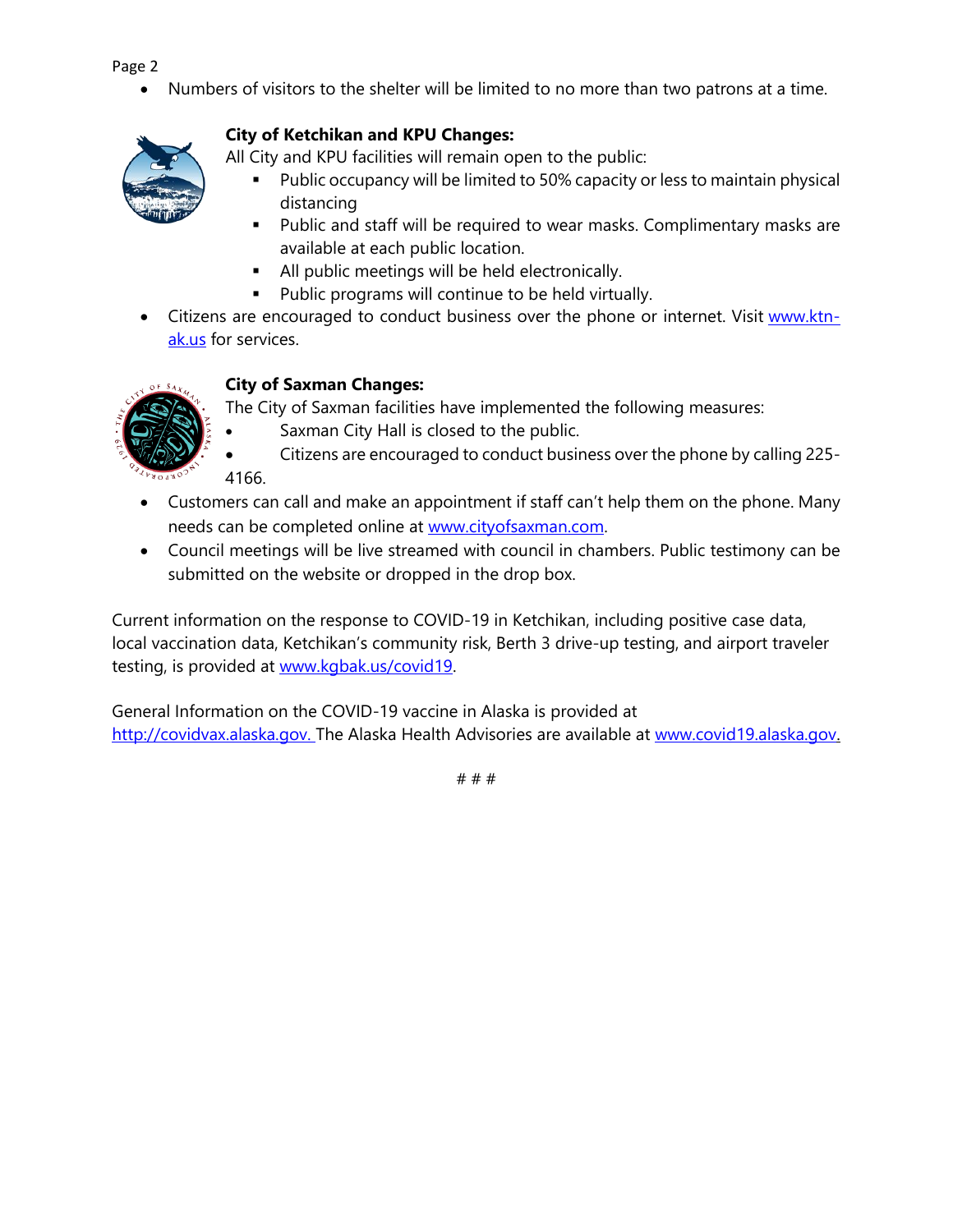- Numbers of visitors to the shelter will be limited to no more than two patrons at a time.

**City of Ketchikan and KPU Changes:**

All City and KPU facilities will remain open to the public:

- Public occupancy will be limited to 50% capacity or less to maintain physical distancing
- Public and staff will be required to wear masks. Complimentary masks are available at each public location.
- All public meetings will be held electronically.
- Public programs will continue to be held virtually.

- Citizens are encouraged to conduct business over the phone or internet. Visit www.ktn-ak.us for services.

**City of Saxman Changes:**

The City of Saxman facilities have implemented the following measures:

- Saxman City Hall is closed to the public.
- Citizens are encouraged to conduct business over the phone by calling 225-4166.
- Customers can call and make an appointment if staff can't help them on the phone. Many needs can be completed online at www.cityofsaxman.com.
- Council meetings will be live streamed with council in chambers. Public testimony can be submitted on the website or dropped in the drop box.

Current information on the response to COVID-19 in Ketchikan, including positive case data, local vaccination data, Ketchikan's community risk, Berth 3 drive-up testing, and airport traveler testing, is provided at www.kgbak.us/covid19.

General Information on the COVID-19 vaccine in Alaska is provided at http://covidvax.alaska.gov. The Alaska Health Advisories are available at www.covid19.alaska.gov.

# # #